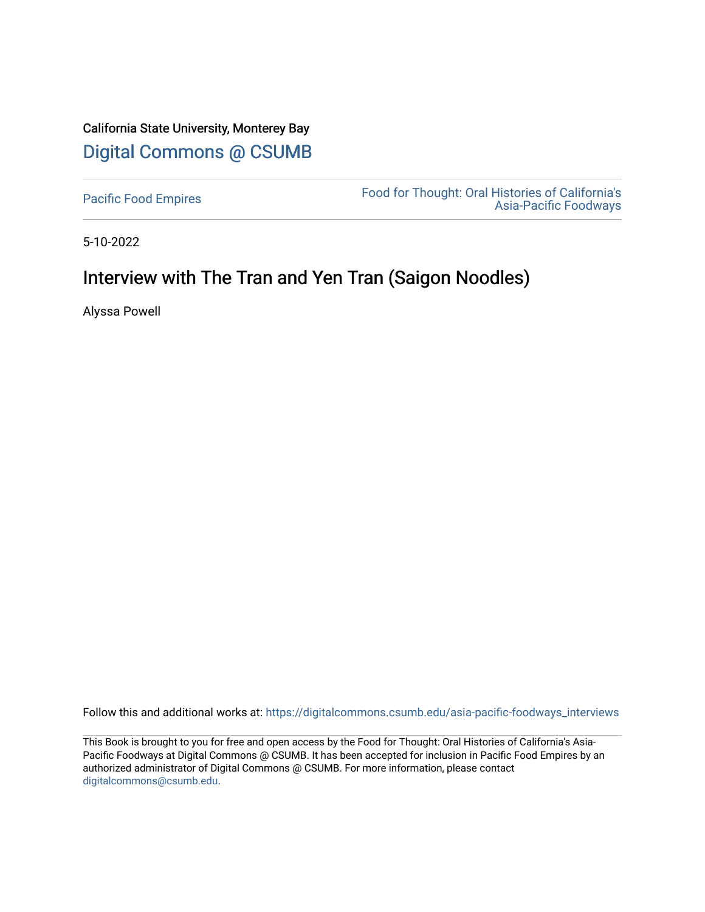California State University, Monterey Bay

Digital Commons @ CSUMB

Pacific Food Empires

Food for Thought: Oral Histories of California's Asia-Pacific Foodways

5-10-2022

# Interview with The Tran and Yen Tran (Saigon Noodles)

Alyssa Powell

Follow this and additional works at: https://digitalcommons.csumb.edu/asia-pacific-foodways_interviews

This Book is brought to you for free and open access by the Food for Thought: Oral Histories of California's Asia-Pacific Foodways at Digital Commons @ CSUMB. It has been accepted for inclusion in Pacific Food Empires by an authorized administrator of Digital Commons @ CSUMB. For more information, please contact digitalcommons@csumb.edu.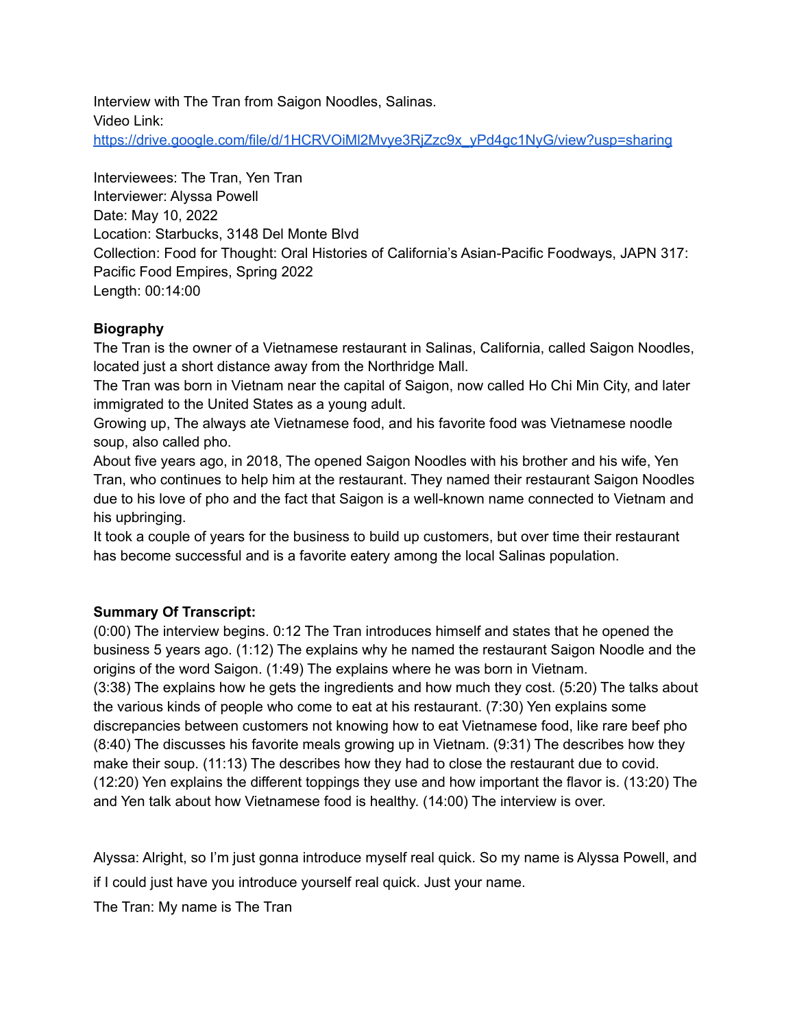Interview with The Tran from Saigon Noodles, Salinas.
Video Link:
[https://drive.google.com/file/d/1HCRVOiMl2Mvye3RjZzc9x_yPd4gc1NyG/view?usp=sharing](https://drive.google.com/file/d/1HCRVOiMl2Mvye3RjZzc9x_yPd4gc1NyG/view?usp=sharing)

Interviewees: The Tran, Yen Tran
Interviewer: Alyssa Powell
Date: May 10, 2022
Location: Starbucks, 3148 Del Monte Blvd
Collection: Food for Thought: Oral Histories of California's Asian-Pacific Foodways, JAPN 317: Pacific Food Empires, Spring 2022
Length: 00:14:00

**Biography**

The Tran is the owner of a Vietnamese restaurant in Salinas, California, called Saigon Noodles, located just a short distance away from the Northridge Mall.
The Tran was born in Vietnam near the capital of Saigon, now called Ho Chi Min City, and later immigrated to the United States as a young adult.
Growing up, The always ate Vietnamese food, and his favorite food was Vietnamese noodle soup, also called pho.
About five years ago, in 2018, The opened Saigon Noodles with his brother and his wife, Yen Tran, who continues to help him at the restaurant. They named their restaurant Saigon Noodles due to his love of pho and the fact that Saigon is a well-known name connected to Vietnam and his upbringing.
It took a couple of years for the business to build up customers, but over time their restaurant has become successful and is a favorite eatery among the local Salinas population.

**Summary Of Transcript:**

(0:00) The interview begins. 0:12 The Tran introduces himself and states that he opened the business 5 years ago. (1:12) The explains why he named the restaurant Saigon Noodle and the origins of the word Saigon. (1:49) The explains where he was born in Vietnam.
(3:38) The explains how he gets the ingredients and how much they cost. (5:20) The talks about the various kinds of people who come to eat at his restaurant. (7:30) Yen explains some discrepancies between customers not knowing how to eat Vietnamese food, like rare beef pho (8:40) The discusses his favorite meals growing up in Vietnam. (9:31) The describes how they make their soup. (11:13) The describes how they had to close the restaurant due to covid. (12:20) Yen explains the different toppings they use and how important the flavor is. (13:20) The and Yen talk about how Vietnamese food is healthy. (14:00) The interview is over.

Alyssa: Alright, so I'm just gonna introduce myself real quick. So my name is Alyssa Powell, and if I could just have you introduce yourself real quick. Just your name.

The Tran: My name is The Tran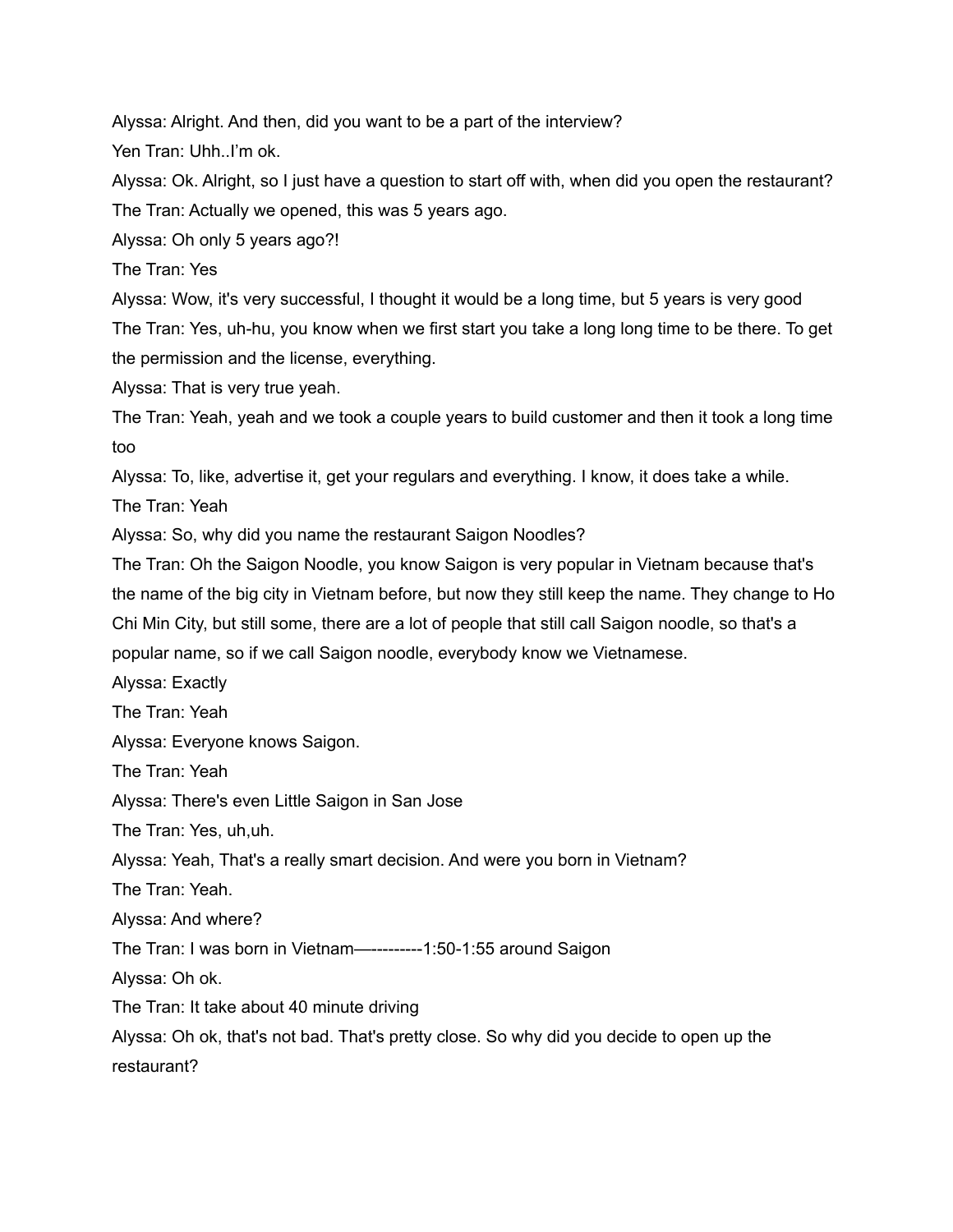Alyssa: Alright. And then, did you want to be a part of the interview?

Yen Tran: Uhh..I'm ok.

Alyssa: Ok. Alright, so I just have a question to start off with, when did you open the restaurant?

The Tran: Actually we opened, this was 5 years ago.

Alyssa: Oh only 5 years ago?!

The Tran: Yes

Alyssa: Wow, it's very successful, I thought it would be a long time, but 5 years is very good

The Tran: Yes, uh-hu, you know when we first start you take a long long time to be there. To get the permission and the license, everything.

Alyssa: That is very true yeah.

The Tran: Yeah, yeah and we took a couple years to build customer and then it took a long time too

Alyssa: To, like, advertise it, get your regulars and everything. I know, it does take a while.

The Tran: Yeah

Alyssa: So, why did you name the restaurant Saigon Noodles?

The Tran: Oh the Saigon Noodle, you know Saigon is very popular in Vietnam because that's the name of the big city in Vietnam before, but now they still keep the name. They change to Ho Chi Min City, but still some, there are a lot of people that still call Saigon noodle, so that's a popular name, so if we call Saigon noodle, everybody know we Vietnamese.

Alyssa: Exactly

The Tran: Yeah

Alyssa: Everyone knows Saigon.

The Tran: Yeah

Alyssa: There's even Little Saigon in San Jose

The Tran: Yes, uh,uh.

Alyssa: Yeah, That's a really smart decision. And were you born in Vietnam?

The Tran: Yeah.

Alyssa: And where?

The Tran: I was born in Vietnam—----------1:50-1:55 around Saigon

Alyssa: Oh ok.

The Tran: It take about 40 minute driving

Alyssa: Oh ok, that's not bad. That's pretty close. So why did you decide to open up the restaurant?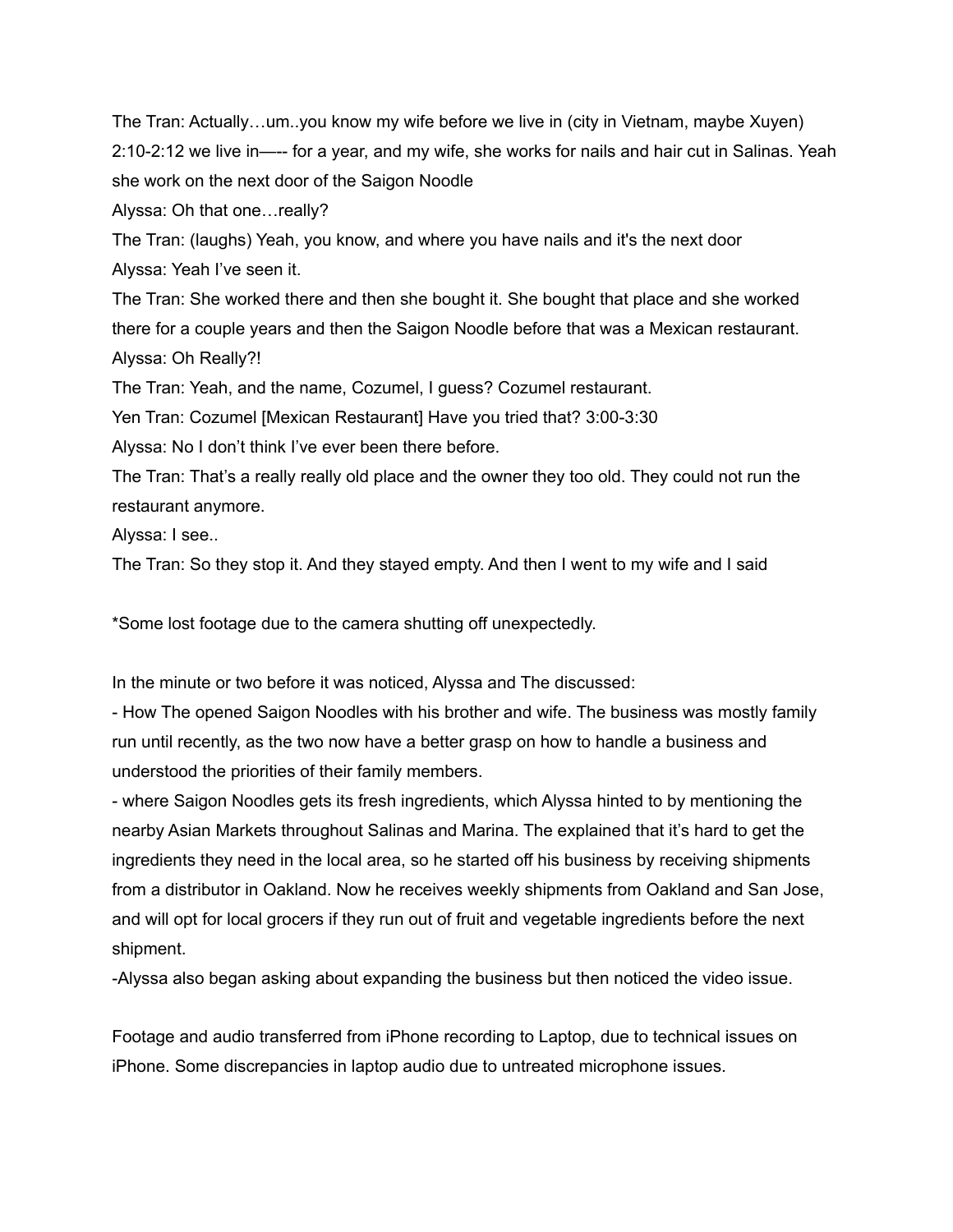The Tran: Actually…um..you know my wife before we live in (city in Vietnam, maybe Xuyen) 2:10-2:12 we live in—-- for a year, and my wife, she works for nails and hair cut in Salinas. Yeah she work on the next door of the Saigon Noodle

Alyssa: Oh that one…really?

The Tran: (laughs) Yeah, you know, and where you have nails and it's the next door

Alyssa: Yeah I've seen it.

The Tran: She worked there and then she bought it. She bought that place and she worked there for a couple years and then the Saigon Noodle before that was a Mexican restaurant.

Alyssa: Oh Really?!

The Tran: Yeah, and the name, Cozumel, I guess? Cozumel restaurant.

Yen Tran: Cozumel [Mexican Restaurant] Have you tried that? 3:00-3:30

Alyssa: No I don't think I've ever been there before.

The Tran: That's a really really old place and the owner they too old. They could not run the restaurant anymore.

Alyssa: I see..

The Tran: So they stop it. And they stayed empty. And then I went to my wife and I said

*Some lost footage due to the camera shutting off unexpectedly.

In the minute or two before it was noticed, Alyssa and The discussed:

- How The opened Saigon Noodles with his brother and wife. The business was mostly family run until recently, as the two now have a better grasp on how to handle a business and understood the priorities of their family members.
- where Saigon Noodles gets its fresh ingredients, which Alyssa hinted to by mentioning the nearby Asian Markets throughout Salinas and Marina. The explained that it's hard to get the ingredients they need in the local area, so he started off his business by receiving shipments from a distributor in Oakland. Now he receives weekly shipments from Oakland and San Jose, and will opt for local grocers if they run out of fruit and vegetable ingredients before the next shipment.
- Alyssa also began asking about expanding the business but then noticed the video issue.

Footage and audio transferred from iPhone recording to Laptop, due to technical issues on iPhone. Some discrepancies in laptop audio due to untreated microphone issues.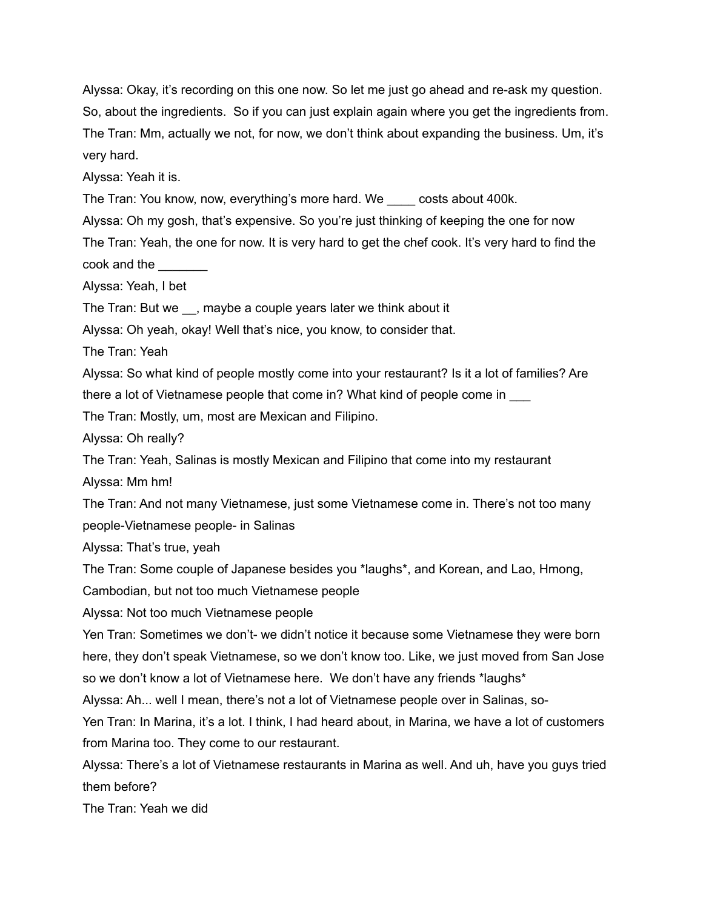Alyssa: Okay, it's recording on this one now. So let me just go ahead and re-ask my question. So, about the ingredients.  So if you can just explain again where you get the ingredients from.

The Tran: Mm, actually we not, for now, we don't think about expanding the business. Um, it's very hard.

Alyssa: Yeah it is.

The Tran: You know, now, everything's more hard. We ____ costs about 400k.

Alyssa: Oh my gosh, that's expensive. So you're just thinking of keeping the one for now

The Tran: Yeah, the one for now. It is very hard to get the chef cook. It's very hard to find the cook and the _______

Alyssa: Yeah, I bet

The Tran: But we __, maybe a couple years later we think about it

Alyssa: Oh yeah, okay! Well that's nice, you know, to consider that.

The Tran: Yeah

Alyssa: So what kind of people mostly come into your restaurant? Is it a lot of families? Are there a lot of Vietnamese people that come in? What kind of people come in ___

The Tran: Mostly, um, most are Mexican and Filipino.

Alyssa: Oh really?

The Tran: Yeah, Salinas is mostly Mexican and Filipino that come into my restaurant

Alyssa: Mm hm!

The Tran: And not many Vietnamese, just some Vietnamese come in. There's not too many people-Vietnamese people- in Salinas

Alyssa: That's true, yeah

The Tran: Some couple of Japanese besides you *laughs*, and Korean, and Lao, Hmong, Cambodian, but not too much Vietnamese people

Alyssa: Not too much Vietnamese people

Yen Tran: Sometimes we don't- we didn't notice it because some Vietnamese they were born here, they don't speak Vietnamese, so we don't know too. Like, we just moved from San Jose so we don't know a lot of Vietnamese here.  We don't have any friends *laughs*

Alyssa: Ah... well I mean, there's not a lot of Vietnamese people over in Salinas, so-

Yen Tran: In Marina, it's a lot. I think, I had heard about, in Marina, we have a lot of customers from Marina too. They come to our restaurant.

Alyssa: There's a lot of Vietnamese restaurants in Marina as well. And uh, have you guys tried them before?

The Tran: Yeah we did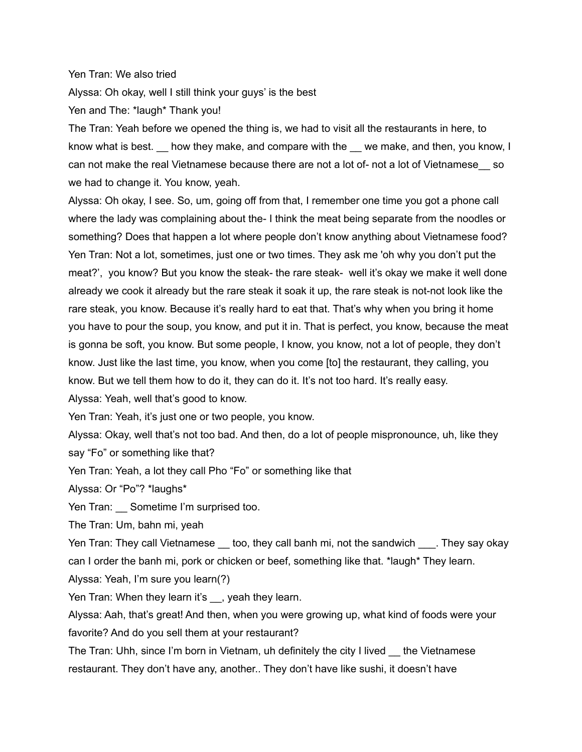Yen Tran: We also tried

Alyssa: Oh okay, well I still think your guys' is the best

Yen and The: *laugh* Thank you!

The Tran: Yeah before we opened the thing is, we had to visit all the restaurants in here, to know what is best. __ how they make, and compare with the __ we make, and then, you know, I can not make the real Vietnamese because there are not a lot of- not a lot of Vietnamese__ so we had to change it. You know, yeah.

Alyssa: Oh okay, I see. So, um, going off from that, I remember one time you got a phone call where the lady was complaining about the- I think the meat being separate from the noodles or something? Does that happen a lot where people don't know anything about Vietnamese food?

Yen Tran: Not a lot, sometimes, just one or two times. They ask me 'oh why you don't put the meat?', you know? But you know the steak- the rare steak- well it's okay we make it well done already we cook it already but the rare steak it soak it up, the rare steak is not-not look like the rare steak, you know. Because it's really hard to eat that. That's why when you bring it home you have to pour the soup, you know, and put it in. That is perfect, you know, because the meat is gonna be soft, you know. But some people, I know, you know, not a lot of people, they don't know. Just like the last time, you know, when you come [to] the restaurant, they calling, you know. But we tell them how to do it, they can do it. It's not too hard. It's really easy.

Alyssa: Yeah, well that's good to know.

Yen Tran: Yeah, it's just one or two people, you know.

Alyssa: Okay, well that's not too bad. And then, do a lot of people mispronounce, uh, like they say "Fo" or something like that?

Yen Tran: Yeah, a lot they call Pho "Fo" or something like that

Alyssa: Or "Po"? *laughs*

Yen Tran: __ Sometime I'm surprised too.

The Tran: Um, bahn mi, yeah

Yen Tran: They call Vietnamese __ too, they call banh mi, not the sandwich ___. They say okay can I order the banh mi, pork or chicken or beef, something like that. *laugh* They learn.

Alyssa: Yeah, I'm sure you learn(?)

Yen Tran: When they learn it's __, yeah they learn.

Alyssa: Aah, that's great! And then, when you were growing up, what kind of foods were your favorite? And do you sell them at your restaurant?

The Tran: Uhh, since I'm born in Vietnam, uh definitely the city I lived __ the Vietnamese restaurant. They don't have any, another.. They don't have like sushi, it doesn't have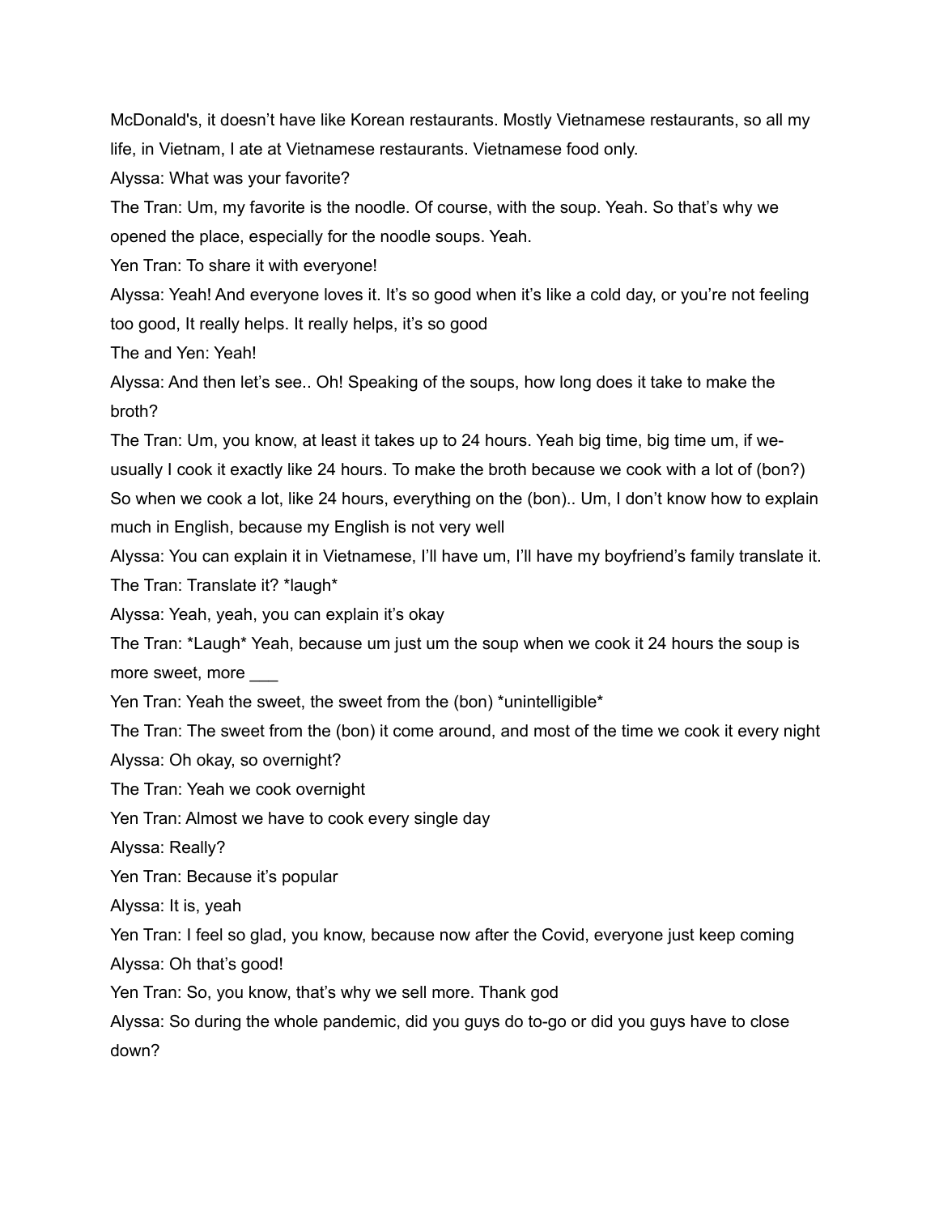McDonald's, it doesn't have like Korean restaurants. Mostly Vietnamese restaurants, so all my life, in Vietnam, I ate at Vietnamese restaurants. Vietnamese food only.

Alyssa: What was your favorite?

The Tran: Um, my favorite is the noodle. Of course, with the soup. Yeah. So that's why we opened the place, especially for the noodle soups. Yeah.

Yen Tran: To share it with everyone!

Alyssa: Yeah! And everyone loves it. It's so good when it's like a cold day, or you're not feeling too good, It really helps. It really helps, it's so good

The and Yen: Yeah!

Alyssa: And then let's see.. Oh! Speaking of the soups, how long does it take to make the broth?

The Tran: Um, you know, at least it takes up to 24 hours. Yeah big time, big time um, if we- usually I cook it exactly like 24 hours. To make the broth because we cook with a lot of (bon?) So when we cook a lot, like 24 hours, everything on the (bon).. Um, I don't know how to explain much in English, because my English is not very well

Alyssa: You can explain it in Vietnamese, I'll have um, I'll have my boyfriend's family translate it.

The Tran: Translate it? *laugh*

Alyssa: Yeah, yeah, you can explain it's okay

The Tran: *Laugh* Yeah, because um just um the soup when we cook it 24 hours the soup is more sweet, more ___

Yen Tran: Yeah the sweet, the sweet from the (bon) *unintelligible*

The Tran: The sweet from the (bon) it come around, and most of the time we cook it every night

Alyssa: Oh okay, so overnight?

The Tran: Yeah we cook overnight

Yen Tran: Almost we have to cook every single day

Alyssa: Really?

Yen Tran: Because it's popular

Alyssa: It is, yeah

Yen Tran: I feel so glad, you know, because now after the Covid, everyone just keep coming

Alyssa: Oh that's good!

Yen Tran: So, you know, that's why we sell more. Thank god

Alyssa: So during the whole pandemic, did you guys do to-go or did you guys have to close down?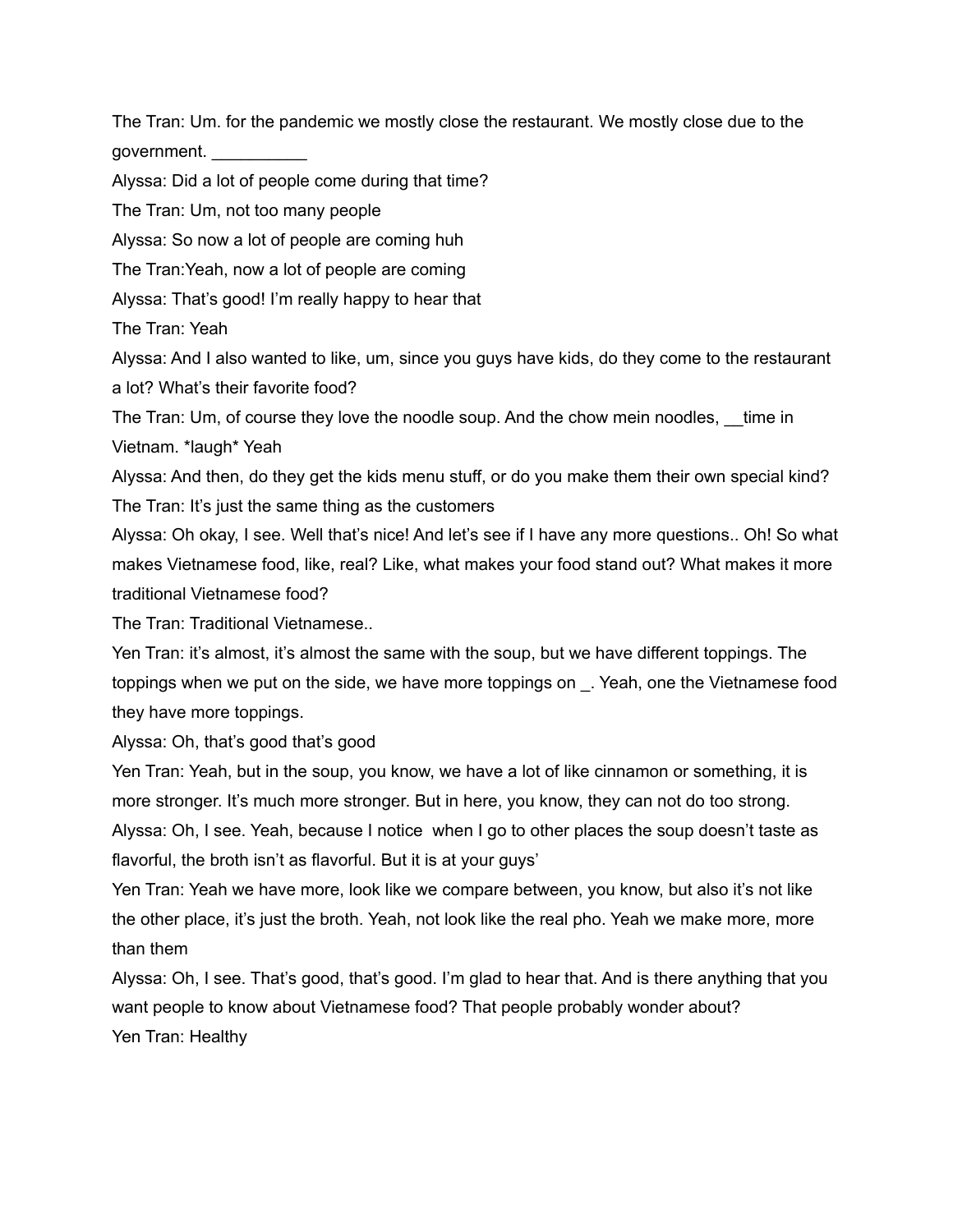The Tran: Um. for the pandemic we mostly close the restaurant. We mostly close due to the government. __________

Alyssa: Did a lot of people come during that time?

The Tran: Um, not too many people

Alyssa: So now a lot of people are coming huh

The Tran:Yeah, now a lot of people are coming

Alyssa: That's good! I'm really happy to hear that

The Tran: Yeah

Alyssa: And I also wanted to like, um, since you guys have kids, do they come to the restaurant a lot? What's their favorite food?

The Tran: Um, of course they love the noodle soup. And the chow mein noodles, __time in Vietnam. *laugh* Yeah

Alyssa: And then, do they get the kids menu stuff, or do you make them their own special kind?

The Tran: It's just the same thing as the customers

Alyssa: Oh okay, I see. Well that's nice! And let's see if I have any more questions.. Oh! So what makes Vietnamese food, like, real? Like, what makes your food stand out? What makes it more traditional Vietnamese food?

The Tran: Traditional Vietnamese..

Yen Tran: it's almost, it's almost the same with the soup, but we have different toppings. The toppings when we put on the side, we have more toppings on _. Yeah, one the Vietnamese food they have more toppings.

Alyssa: Oh, that's good that's good

Yen Tran: Yeah, but in the soup, you know, we have a lot of like cinnamon or something, it is more stronger. It's much more stronger. But in here, you know, they can not do too strong.

Alyssa: Oh, I see. Yeah, because I notice when I go to other places the soup doesn't taste as flavorful, the broth isn't as flavorful. But it is at your guys'

Yen Tran: Yeah we have more, look like we compare between, you know, but also it's not like the other place, it's just the broth. Yeah, not look like the real pho. Yeah we make more, more than them

Alyssa: Oh, I see. That's good, that's good. I'm glad to hear that. And is there anything that you want people to know about Vietnamese food? That people probably wonder about?

Yen Tran: Healthy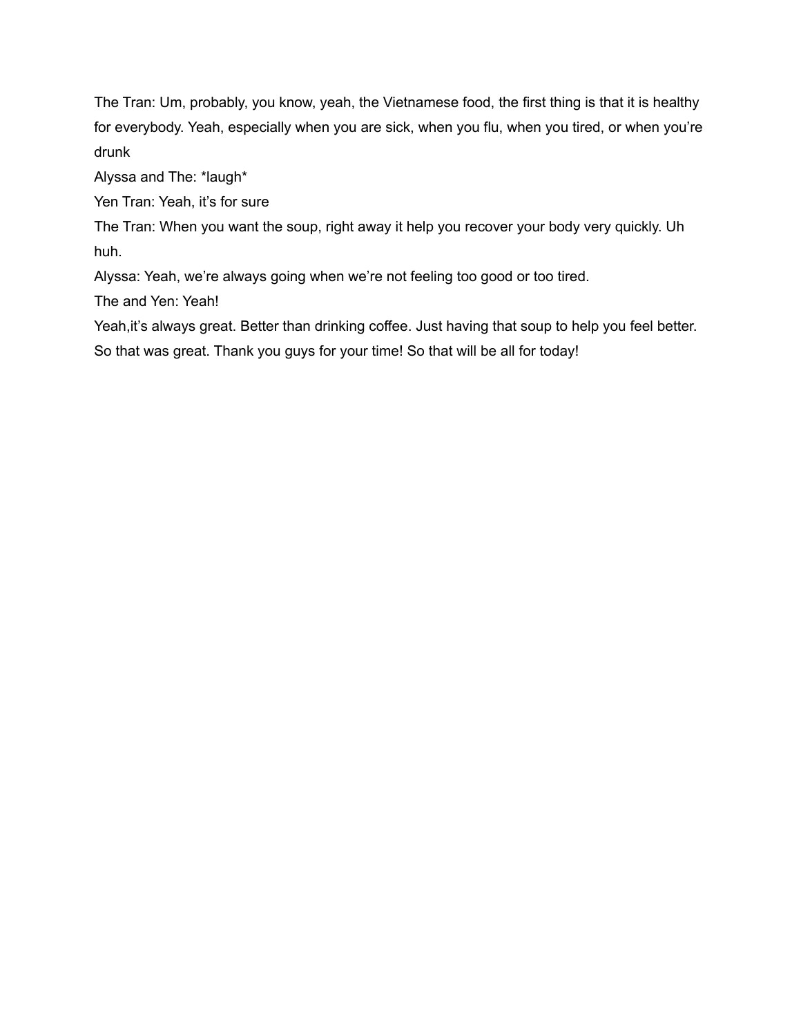The Tran: Um, probably, you know, yeah, the Vietnamese food, the first thing is that it is healthy for everybody. Yeah, especially when you are sick, when you flu, when you tired, or when you're drunk

Alyssa and The: *laugh*

Yen Tran: Yeah, it's for sure

The Tran: When you want the soup, right away it help you recover your body very quickly. Uh huh.

Alyssa: Yeah, we're always going when we're not feeling too good or too tired.

The and Yen: Yeah!

Yeah,it's always great. Better than drinking coffee. Just having that soup to help you feel better. So that was great. Thank you guys for your time! So that will be all for today!